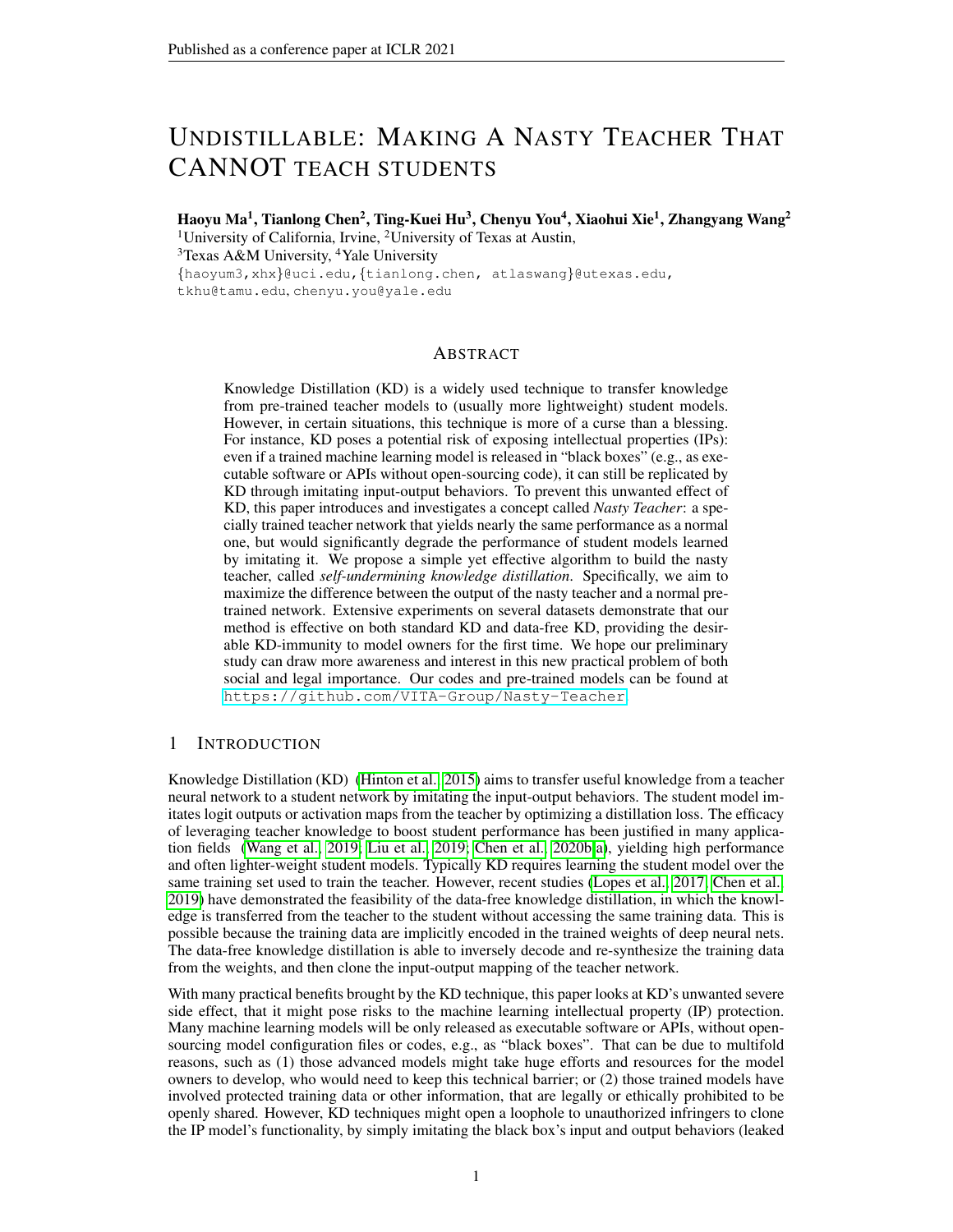# UNDISTILLABLE: MAKING A NASTY TEACHER THAT CANNOT TEACH STUDENTS

**Haoyu Ma[1], Tianlong Chen[2], Ting-Kuei Hu[3], Chenyu You[4], Xiaohui Xie[1], Zhangyang Wang[2]**

[1]University of California, Irvine, [2]University of Texas at Austin,
[3]Texas A&M University, [4]Yale University

{haoyum3,xhx}@uci.edu, {tianlong.chen, atlaswang}@utexas.edu, tkhu@tamu.edu, chenyu.you@yale.edu

## ABSTRACT

Knowledge Distillation (KD) is a widely used technique to transfer knowledge from pre-trained teacher models to (usually more lightweight) student models. However, in certain situations, this technique is more of a curse than a blessing. For instance, KD poses a potential risk of exposing intellectual properties (IPs): even if a trained machine learning model is released in "black boxes" (e.g., as executable software or APIs without open-sourcing code), it can still be replicated by KD through imitating input-output behaviors. To prevent this unwanted effect of KD, this paper introduces and investigates a concept called *Nasty Teacher*: a specially trained teacher network that yields nearly the same performance as a normal one, but would significantly degrade the performance of student models learned by imitating it. We propose a simple yet effective algorithm to build the nasty teacher, called *self-undermining knowledge distillation*. Specifically, we aim to maximize the difference between the output of the nasty teacher and a normal pre-trained network. Extensive experiments on several datasets demonstrate that our method is effective on both standard KD and data-free KD, providing the desirable KD-immunity to model owners for the first time. We hope our preliminary study can draw more awareness and interest in this new practical problem of both social and legal importance. Our codes and pre-trained models can be found at https://github.com/VITA-Group/Nasty-Teacher.

## 1 INTRODUCTION

Knowledge Distillation (KD) (Hinton et al., 2015) aims to transfer useful knowledge from a teacher neural network to a student network by imitating the input-output behaviors. The student model imitates logit outputs or activation maps from the teacher by optimizing a distillation loss. The efficacy of leveraging teacher knowledge to boost student performance has been justified in many application fields (Wang et al., 2019; Liu et al., 2019; Chen et al., 2020b;a), yielding high performance and often lighter-weight student models. Typically KD requires learning the student model over the same training set used to train the teacher. However, recent studies (Lopes et al., 2017; Chen et al., 2019) have demonstrated the feasibility of the data-free knowledge distillation, in which the knowledge is transferred from the teacher to the student without accessing the same training data. This is possible because the training data are implicitly encoded in the trained weights of deep neural nets. The data-free knowledge distillation is able to inversely decode and re-synthesize the training data from the weights, and then clone the input-output mapping of the teacher network.

With many practical benefits brought by the KD technique, this paper looks at KD's unwanted severe side effect, that it might pose risks to the machine learning intellectual property (IP) protection. Many machine learning models will be only released as executable software or APIs, without open-sourcing model configuration files or codes, e.g., as "black boxes". That can be due to multifold reasons, such as (1) those advanced models might take huge efforts and resources for the model owners to develop, who would need to keep this technical barrier; or (2) those trained models have involved protected training data or other information, that are legally or ethically prohibited to be openly shared. However, KD techniques might open a loophole to unauthorized infringers to clone the IP model's functionality, by simply imitating the black box's input and output behaviors (leaked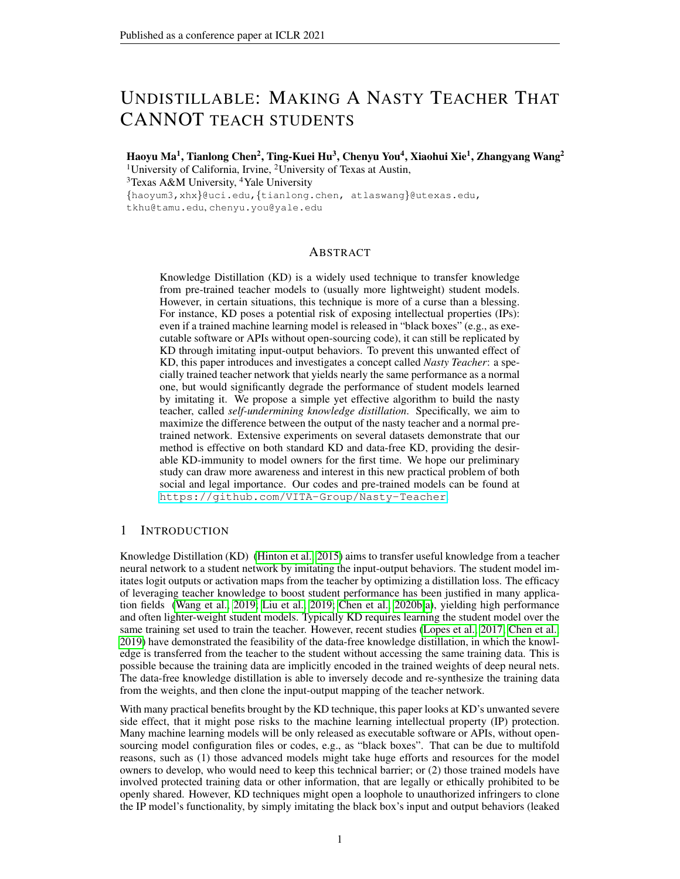# UNDISTILLABLE: MAKING A NASTY TEACHER THAT CANNOT TEACH STUDENTS

**Haoyu Ma[1], Tianlong Chen[2], Ting-Kuei Hu[3], Chenyu You[4], Xiaohui Xie[1], Zhangyang Wang[2]**

[1]University of California, Irvine, [2]University of Texas at Austin,
[3]Texas A&M University, [4]Yale University
{haoyum3,xhx}@uci.edu,{tianlong.chen, atlaswang}@utexas.edu,
tkhu@tamu.edu, chenyu.you@yale.edu

## ABSTRACT

Knowledge Distillation (KD) is a widely used technique to transfer knowledge from pre-trained teacher models to (usually more lightweight) student models. However, in certain situations, this technique is more of a curse than a blessing. For instance, KD poses a potential risk of exposing intellectual properties (IPs): even if a trained machine learning model is released in "black boxes" (e.g., as executable software or APIs without open-sourcing code), it can still be replicated by KD through imitating input-output behaviors. To prevent this unwanted effect of KD, this paper introduces and investigates a concept called *Nasty Teacher*: a specially trained teacher network that yields nearly the same performance as a normal one, but would significantly degrade the performance of student models learned by imitating it. We propose a simple yet effective algorithm to build the nasty teacher, called *self-undermining knowledge distillation*. Specifically, we aim to maximize the difference between the output of the nasty teacher and a normal pre-trained network. Extensive experiments on several datasets demonstrate that our method is effective on both standard KD and data-free KD, providing the desirable KD-immunity to model owners for the first time. We hope our preliminary study can draw more awareness and interest in this new practical problem of both social and legal importance. Our codes and pre-trained models can be found at https://github.com/VITA-Group/Nasty-Teacher.

## 1 INTRODUCTION

Knowledge Distillation (KD) (Hinton et al., 2015) aims to transfer useful knowledge from a teacher neural network to a student network by imitating the input-output behaviors. The student model imitates logit outputs or activation maps from the teacher by optimizing a distillation loss. The efficacy of leveraging teacher knowledge to boost student performance has been justified in many application fields (Wang et al., 2019; Liu et al., 2019; Chen et al., 2020b;a), yielding high performance and often lighter-weight student models. Typically KD requires learning the student model over the same training set used to train the teacher. However, recent studies (Lopes et al., 2017; Chen et al., 2019) have demonstrated the feasibility of the data-free knowledge distillation, in which the knowledge is transferred from the teacher to the student without accessing the same training data. This is possible because the training data are implicitly encoded in the trained weights of deep neural nets. The data-free knowledge distillation is able to inversely decode and re-synthesize the training data from the weights, and then clone the input-output mapping of the teacher network.

With many practical benefits brought by the KD technique, this paper looks at KD's unwanted severe side effect, that it might pose risks to the machine learning intellectual property (IP) protection. Many machine learning models will be only released as executable software or APIs, without open-sourcing model configuration files or codes, e.g., as "black boxes". That can be due to multifold reasons, such as (1) those advanced models might take huge efforts and resources for the model owners to develop, who would need to keep this technical barrier; or (2) those trained models have involved protected training data or other information, that are legally or ethically prohibited to be openly shared. However, KD techniques might open a loophole to unauthorized infringers to clone the IP model's functionality, by simply imitating the black box's input and output behaviors (leaked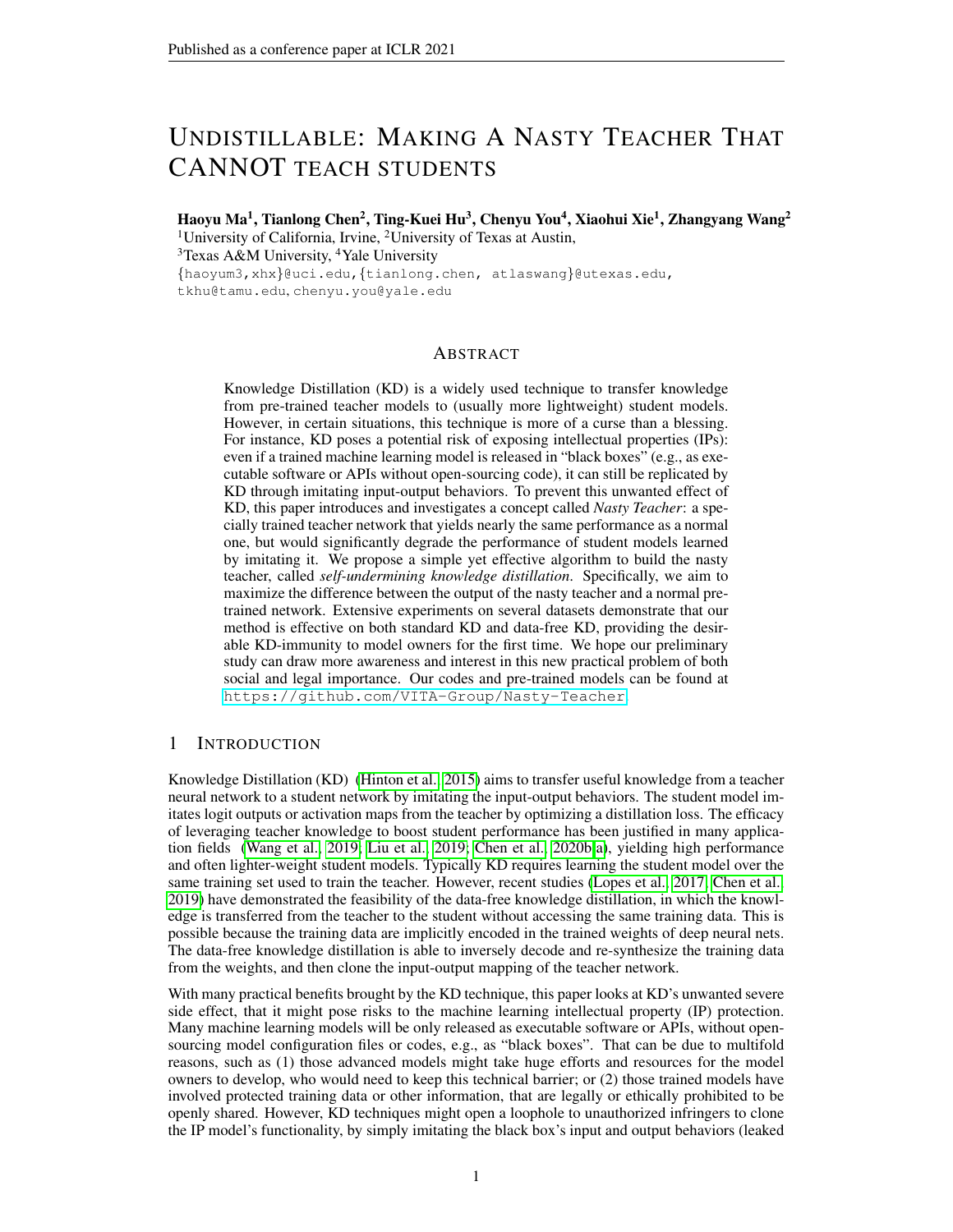# UNDISTILLABLE: MAKING A NASTY TEACHER THAT CANNOT TEACH STUDENTS

**Haoyu Ma[1], Tianlong Chen[2], Ting-Kuei Hu[3], Chenyu You[4], Xiaohui Xie[1], Zhangyang Wang[2]**

[1]University of California, Irvine, [2]University of Texas at Austin,
[3]Texas A&M University, [4]Yale University

{haoyum3,xhx}@uci.edu, {tianlong.chen, atlaswang}@utexas.edu, tkhu@tamu.edu, chenyu.you@yale.edu

## ABSTRACT

Knowledge Distillation (KD) is a widely used technique to transfer knowledge from pre-trained teacher models to (usually more lightweight) student models. However, in certain situations, this technique is more of a curse than a blessing. For instance, KD poses a potential risk of exposing intellectual properties (IPs): even if a trained machine learning model is released in "black boxes" (e.g., as executable software or APIs without open-sourcing code), it can still be replicated by KD through imitating input-output behaviors. To prevent this unwanted effect of KD, this paper introduces and investigates a concept called *Nasty Teacher*: a specially trained teacher network that yields nearly the same performance as a normal one, but would significantly degrade the performance of student models learned by imitating it. We propose a simple yet effective algorithm to build the nasty teacher, called *self-undermining knowledge distillation*. Specifically, we aim to maximize the difference between the output of the nasty teacher and a normal pre-trained network. Extensive experiments on several datasets demonstrate that our method is effective on both standard KD and data-free KD, providing the desirable KD-immunity to model owners for the first time. We hope our preliminary study can draw more awareness and interest in this new practical problem of both social and legal importance. Our codes and pre-trained models can be found at https://github.com/VITA-Group/Nasty-Teacher.

## 1 INTRODUCTION

Knowledge Distillation (KD) (Hinton et al., 2015) aims to transfer useful knowledge from a teacher neural network to a student network by imitating the input-output behaviors. The student model imitates logit outputs or activation maps from the teacher by optimizing a distillation loss. The efficacy of leveraging teacher knowledge to boost student performance has been justified in many application fields (Wang et al., 2019; Liu et al., 2019; Chen et al., 2020b;a), yielding high performance and often lighter-weight student models. Typically KD requires learning the student model over the same training set used to train the teacher. However, recent studies (Lopes et al., 2017; Chen et al., 2019) have demonstrated the feasibility of the data-free knowledge distillation, in which the knowledge is transferred from the teacher to the student without accessing the same training data. This is possible because the training data are implicitly encoded in the trained weights of deep neural nets. The data-free knowledge distillation is able to inversely decode and re-synthesize the training data from the weights, and then clone the input-output mapping of the teacher network.

With many practical benefits brought by the KD technique, this paper looks at KD's unwanted severe side effect, that it might pose risks to the machine learning intellectual property (IP) protection. Many machine learning models will be only released as executable software or APIs, without open-sourcing model configuration files or codes, e.g., as "black boxes". That can be due to multifold reasons, such as (1) those advanced models might take huge efforts and resources for the model owners to develop, who would need to keep this technical barrier; or (2) those trained models have involved protected training data or other information, that are legally or ethically prohibited to be openly shared. However, KD techniques might open a loophole to unauthorized infringers to clone the IP model's functionality, by simply imitating the black box's input and output behaviors (leaked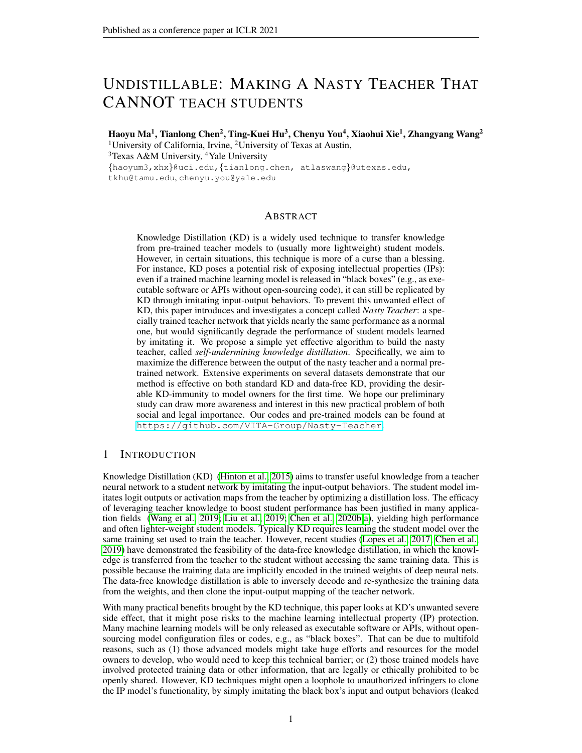# UNDISTILLABLE: MAKING A NASTY TEACHER THAT CANNOT TEACH STUDENTS

**Haoyu Ma[1], Tianlong Chen[2], Ting-Kuei Hu[3], Chenyu You[4], Xiaohui Xie[1], Zhangyang Wang[2]**

[1]University of California, Irvine, [2]University of Texas at Austin,
[3]Texas A&M University, [4]Yale University
{haoyum3,xhx}@uci.edu,{tianlong.chen, atlaswang}@utexas.edu,
tkhu@tamu.edu, chenyu.you@yale.edu

## ABSTRACT

Knowledge Distillation (KD) is a widely used technique to transfer knowledge from pre-trained teacher models to (usually more lightweight) student models. However, in certain situations, this technique is more of a curse than a blessing. For instance, KD poses a potential risk of exposing intellectual properties (IPs): even if a trained machine learning model is released in "black boxes" (e.g., as executable software or APIs without open-sourcing code), it can still be replicated by KD through imitating input-output behaviors. To prevent this unwanted effect of KD, this paper introduces and investigates a concept called *Nasty Teacher*: a specially trained teacher network that yields nearly the same performance as a normal one, but would significantly degrade the performance of student models learned by imitating it. We propose a simple yet effective algorithm to build the nasty teacher, called *self-undermining knowledge distillation*. Specifically, we aim to maximize the difference between the output of the nasty teacher and a normal pre-trained network. Extensive experiments on several datasets demonstrate that our method is effective on both standard KD and data-free KD, providing the desirable KD-immunity to model owners for the first time. We hope our preliminary study can draw more awareness and interest in this new practical problem of both social and legal importance. Our codes and pre-trained models can be found at https://github.com/VITA-Group/Nasty-Teacher.

## 1 INTRODUCTION

Knowledge Distillation (KD) (Hinton et al., 2015) aims to transfer useful knowledge from a teacher neural network to a student network by imitating the input-output behaviors. The student model imitates logit outputs or activation maps from the teacher by optimizing a distillation loss. The efficacy of leveraging teacher knowledge to boost student performance has been justified in many application fields (Wang et al., 2019; Liu et al., 2019; Chen et al., 2020b;a), yielding high performance and often lighter-weight student models. Typically KD requires learning the student model over the same training set used to train the teacher. However, recent studies (Lopes et al., 2017; Chen et al., 2019) have demonstrated the feasibility of the data-free knowledge distillation, in which the knowledge is transferred from the teacher to the student without accessing the same training data. This is possible because the training data are implicitly encoded in the trained weights of deep neural nets. The data-free knowledge distillation is able to inversely decode and re-synthesize the training data from the weights, and then clone the input-output mapping of the teacher network.

With many practical benefits brought by the KD technique, this paper looks at KD's unwanted severe side effect, that it might pose risks to the machine learning intellectual property (IP) protection. Many machine learning models will be only released as executable software or APIs, without open-sourcing model configuration files or codes, e.g., as "black boxes". That can be due to multifold reasons, such as (1) those advanced models might take huge efforts and resources for the model owners to develop, who would need to keep this technical barrier; or (2) those trained models have involved protected training data or other information, that are legally or ethically prohibited to be openly shared. However, KD techniques might open a loophole to unauthorized infringers to clone the IP model's functionality, by simply imitating the black box's input and output behaviors (leaked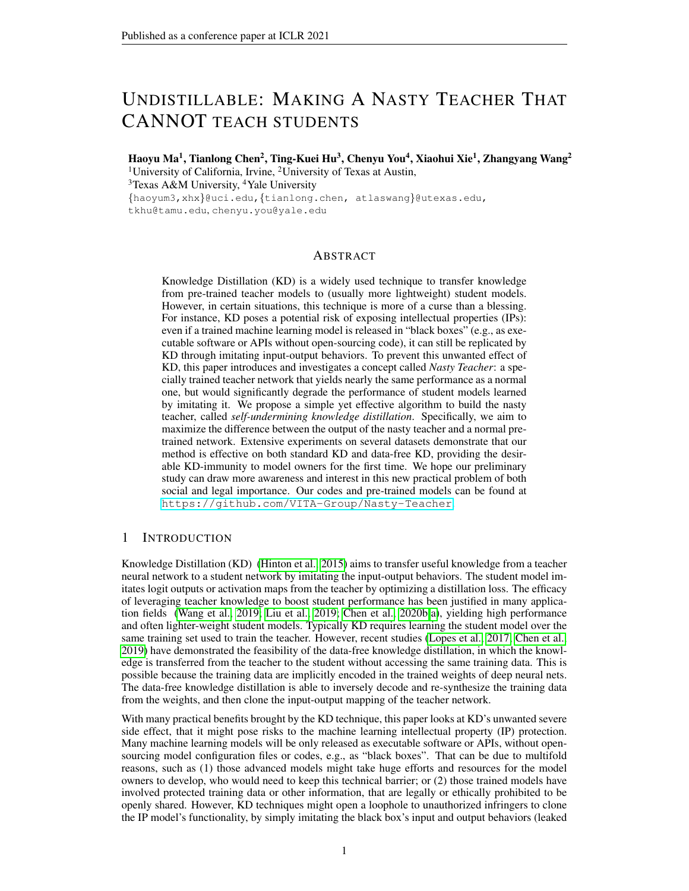# UNDISTILLABLE: MAKING A NASTY TEACHER THAT CANNOT TEACH STUDENTS

**Haoyu Ma**[1], **Tianlong Chen**[2], **Ting-Kuei Hu**[3], **Chenyu You**[4], **Xiaohui Xie**[1], **Zhangyang Wang**[2]

[1]University of California, Irvine, [2]University of Texas at Austin,
[3]Texas A&M University, [4]Yale University

{haoyum3,xhx}@uci.edu,{tianlong.chen, atlaswang}@utexas.edu,
tkhu@tamu.edu, chenyu.you@yale.edu

## ABSTRACT

Knowledge Distillation (KD) is a widely used technique to transfer knowledge from pre-trained teacher models to (usually more lightweight) student models. However, in certain situations, this technique is more of a curse than a blessing. For instance, KD poses a potential risk of exposing intellectual properties (IPs): even if a trained machine learning model is released in "black boxes" (e.g., as executable software or APIs without open-sourcing code), it can still be replicated by KD through imitating input-output behaviors. To prevent this unwanted effect of KD, this paper introduces and investigates a concept called *Nasty Teacher*: a specially trained teacher network that yields nearly the same performance as a normal one, but would significantly degrade the performance of student models learned by imitating it. We propose a simple yet effective algorithm to build the nasty teacher, called *self-undermining knowledge distillation*. Specifically, we aim to maximize the difference between the output of the nasty teacher and a normal pre-trained network. Extensive experiments on several datasets demonstrate that our method is effective on both standard KD and data-free KD, providing the desirable KD-immunity to model owners for the first time. We hope our preliminary study can draw more awareness and interest in this new practical problem of both social and legal importance. Our codes and pre-trained models can be found at https://github.com/VITA-Group/Nasty-Teacher.

## 1 INTRODUCTION

Knowledge Distillation (KD) (Hinton et al., 2015) aims to transfer useful knowledge from a teacher neural network to a student network by imitating the input-output behaviors. The student model imitates logit outputs or activation maps from the teacher by optimizing a distillation loss. The efficacy of leveraging teacher knowledge to boost student performance has been justified in many application fields (Wang et al., 2019; Liu et al., 2019; Chen et al., 2020b;a), yielding high performance and often lighter-weight student models. Typically KD requires learning the student model over the same training set used to train the teacher. However, recent studies (Lopes et al., 2017; Chen et al., 2019) have demonstrated the feasibility of the data-free knowledge distillation, in which the knowledge is transferred from the teacher to the student without accessing the same training data. This is possible because the training data are implicitly encoded in the trained weights of deep neural nets. The data-free knowledge distillation is able to inversely decode and re-synthesize the training data from the weights, and then clone the input-output mapping of the teacher network.

With many practical benefits brought by the KD technique, this paper looks at KD's unwanted severe side effect, that it might pose risks to the machine learning intellectual property (IP) protection. Many machine learning models will be only released as executable software or APIs, without open-sourcing model configuration files or codes, e.g., as "black boxes". That can be due to multifold reasons, such as (1) those advanced models might take huge efforts and resources for the model owners to develop, who would need to keep this technical barrier; or (2) those trained models have involved protected training data or other information, that are legally or ethically prohibited to be openly shared. However, KD techniques might open a loophole to unauthorized infringers to clone the IP model's functionality, by simply imitating the black box's input and output behaviors (leaked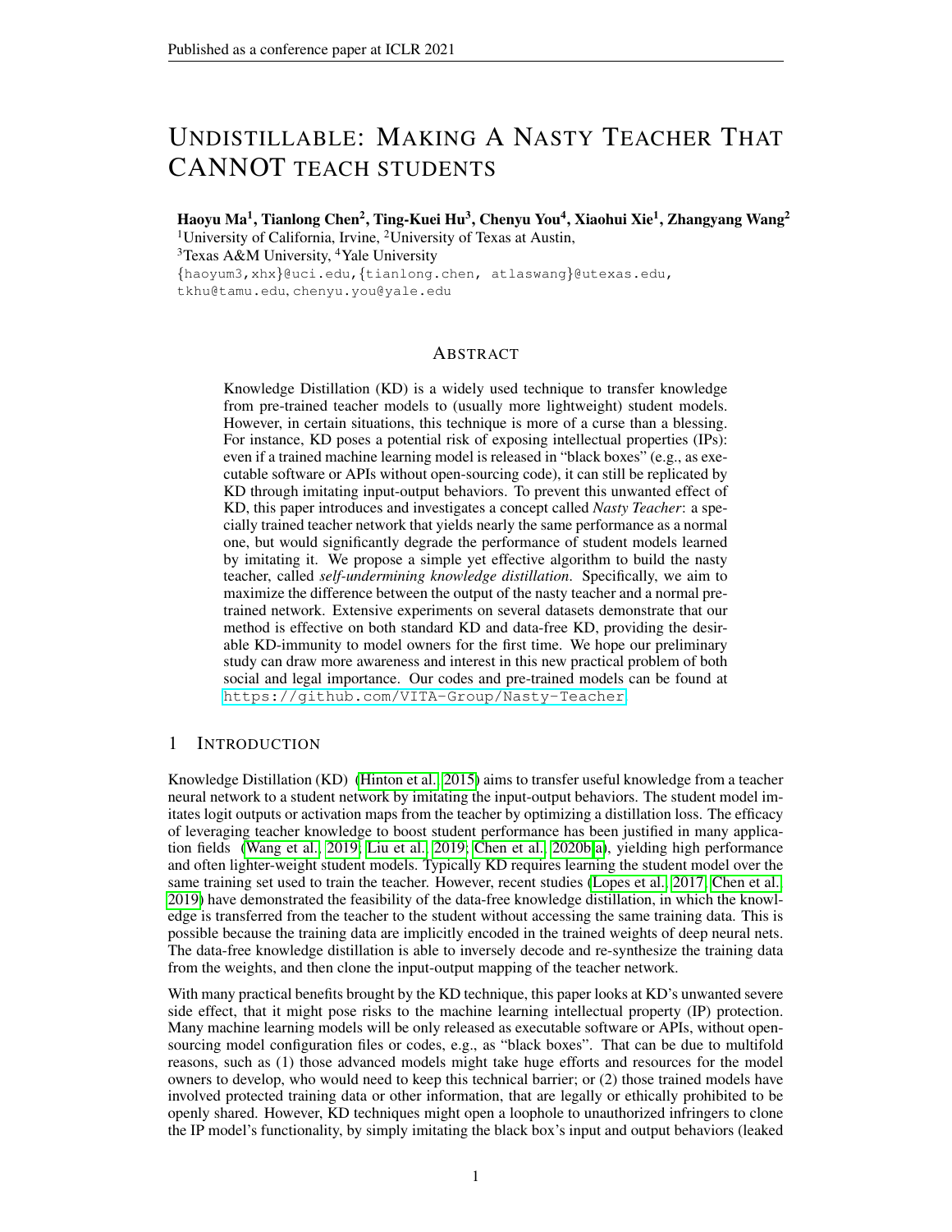# UNDISTILLABLE: MAKING A NASTY TEACHER THAT CANNOT TEACH STUDENTS

**Haoyu Ma[1], Tianlong Chen[2], Ting-Kuei Hu[3], Chenyu You[4], Xiaohui Xie[1], Zhangyang Wang[2]**

[1]University of California, Irvine, [2]University of Texas at Austin,
[3]Texas A&M University, [4]Yale University

{haoyum3,xhx}@uci.edu,{tianlong.chen, atlaswang}@utexas.edu,
tkhu@tamu.edu, chenyu.you@yale.edu

## ABSTRACT

Knowledge Distillation (KD) is a widely used technique to transfer knowledge from pre-trained teacher models to (usually more lightweight) student models. However, in certain situations, this technique is more of a curse than a blessing. For instance, KD poses a potential risk of exposing intellectual properties (IPs): even if a trained machine learning model is released in "black boxes" (e.g., as executable software or APIs without open-sourcing code), it can still be replicated by KD through imitating input-output behaviors. To prevent this unwanted effect of KD, this paper introduces and investigates a concept called *Nasty Teacher*: a specially trained teacher network that yields nearly the same performance as a normal one, but would significantly degrade the performance of student models learned by imitating it. We propose a simple yet effective algorithm to build the nasty teacher, called *self-undermining knowledge distillation*. Specifically, we aim to maximize the difference between the output of the nasty teacher and a normal pre-trained network. Extensive experiments on several datasets demonstrate that our method is effective on both standard KD and data-free KD, providing the desirable KD-immunity to model owners for the first time. We hope our preliminary study can draw more awareness and interest in this new practical problem of both social and legal importance. Our codes and pre-trained models can be found at https://github.com/VITA-Group/Nasty-Teacher.

## 1 INTRODUCTION

Knowledge Distillation (KD) (Hinton et al., 2015) aims to transfer useful knowledge from a teacher neural network to a student network by imitating the input-output behaviors. The student model imitates logit outputs or activation maps from the teacher by optimizing a distillation loss. The efficacy of leveraging teacher knowledge to boost student performance has been justified in many application fields (Wang et al., 2019; Liu et al., 2019; Chen et al., 2020b;a), yielding high performance and often lighter-weight student models. Typically KD requires learning the student model over the same training set used to train the teacher. However, recent studies (Lopes et al., 2017; Chen et al., 2019) have demonstrated the feasibility of the data-free knowledge distillation, in which the knowledge is transferred from the teacher to the student without accessing the same training data. This is possible because the training data are implicitly encoded in the trained weights of deep neural nets. The data-free knowledge distillation is able to inversely decode and re-synthesize the training data from the weights, and then clone the input-output mapping of the teacher network.

With many practical benefits brought by the KD technique, this paper looks at KD's unwanted severe side effect, that it might pose risks to the machine learning intellectual property (IP) protection. Many machine learning models will be only released as executable software or APIs, without open-sourcing model configuration files or codes, e.g., as "black boxes". That can be due to multifold reasons, such as (1) those advanced models might take huge efforts and resources for the model owners to develop, who would need to keep this technical barrier; or (2) those trained models have involved protected training data or other information, that are legally or ethically prohibited to be openly shared. However, KD techniques might open a loophole to unauthorized infringers to clone the IP model's functionality, by simply imitating the black box's input and output behaviors (leaked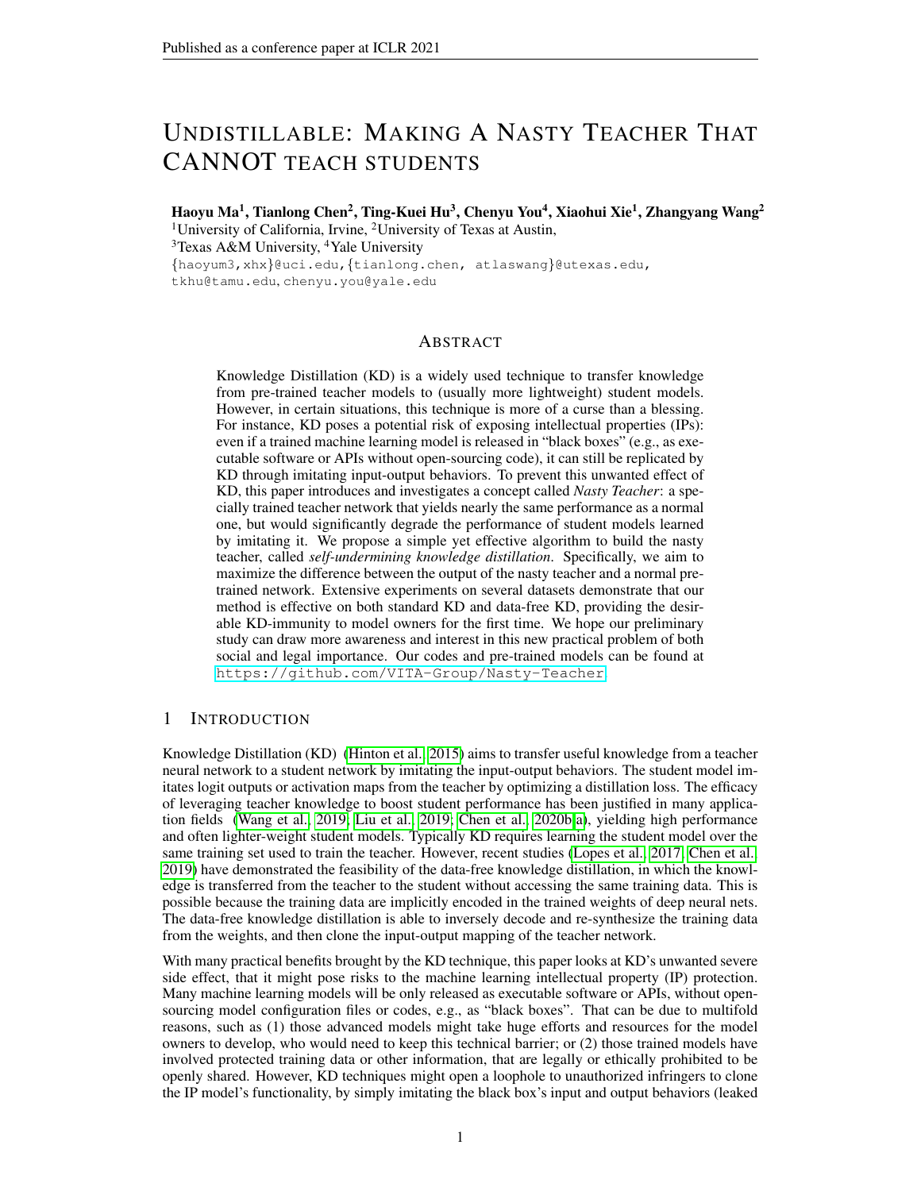# UNDISTILLABLE: MAKING A NASTY TEACHER THAT CANNOT TEACH STUDENTS

**Haoyu Ma[1], Tianlong Chen[2], Ting-Kuei Hu[3], Chenyu You[4], Xiaohui Xie[1], Zhangyang Wang[2]**

[1]University of California, Irvine, [2]University of Texas at Austin,
[3]Texas A&M University, [4]Yale University
{haoyum3,xhx}@uci.edu,{tianlong.chen, atlaswang}@utexas.edu,
tkhu@tamu.edu, chenyu.you@yale.edu

## ABSTRACT

Knowledge Distillation (KD) is a widely used technique to transfer knowledge from pre-trained teacher models to (usually more lightweight) student models. However, in certain situations, this technique is more of a curse than a blessing. For instance, KD poses a potential risk of exposing intellectual properties (IPs): even if a trained machine learning model is released in "black boxes" (e.g., as executable software or APIs without open-sourcing code), it can still be replicated by KD through imitating input-output behaviors. To prevent this unwanted effect of KD, this paper introduces and investigates a concept called *Nasty Teacher*: a specially trained teacher network that yields nearly the same performance as a normal one, but would significantly degrade the performance of student models learned by imitating it. We propose a simple yet effective algorithm to build the nasty teacher, called *self-undermining knowledge distillation*. Specifically, we aim to maximize the difference between the output of the nasty teacher and a normal pre-trained network. Extensive experiments on several datasets demonstrate that our method is effective on both standard KD and data-free KD, providing the desirable KD-immunity to model owners for the first time. We hope our preliminary study can draw more awareness and interest in this new practical problem of both social and legal importance. Our codes and pre-trained models can be found at https://github.com/VITA-Group/Nasty-Teacher.

## 1 INTRODUCTION

Knowledge Distillation (KD) (Hinton et al., 2015) aims to transfer useful knowledge from a teacher neural network to a student network by imitating the input-output behaviors. The student model imitates logit outputs or activation maps from the teacher by optimizing a distillation loss. The efficacy of leveraging teacher knowledge to boost student performance has been justified in many application fields (Wang et al., 2019; Liu et al., 2019; Chen et al., 2020b;a), yielding high performance and often lighter-weight student models. Typically KD requires learning the student model over the same training set used to train the teacher. However, recent studies (Lopes et al., 2017; Chen et al., 2019) have demonstrated the feasibility of the data-free knowledge distillation, in which the knowledge is transferred from the teacher to the student without accessing the same training data. This is possible because the training data are implicitly encoded in the trained weights of deep neural nets. The data-free knowledge distillation is able to inversely decode and re-synthesize the training data from the weights, and then clone the input-output mapping of the teacher network.

With many practical benefits brought by the KD technique, this paper looks at KD's unwanted severe side effect, that it might pose risks to the machine learning intellectual property (IP) protection. Many machine learning models will be only released as executable software or APIs, without open-sourcing model configuration files or codes, e.g., as "black boxes". That can be due to multifold reasons, such as (1) those advanced models might take huge efforts and resources for the model owners to develop, who would need to keep this technical barrier; or (2) those trained models have involved protected training data or other information, that are legally or ethically prohibited to be openly shared. However, KD techniques might open a loophole to unauthorized infringers to clone the IP model's functionality, by simply imitating the black box's input and output behaviors (leaked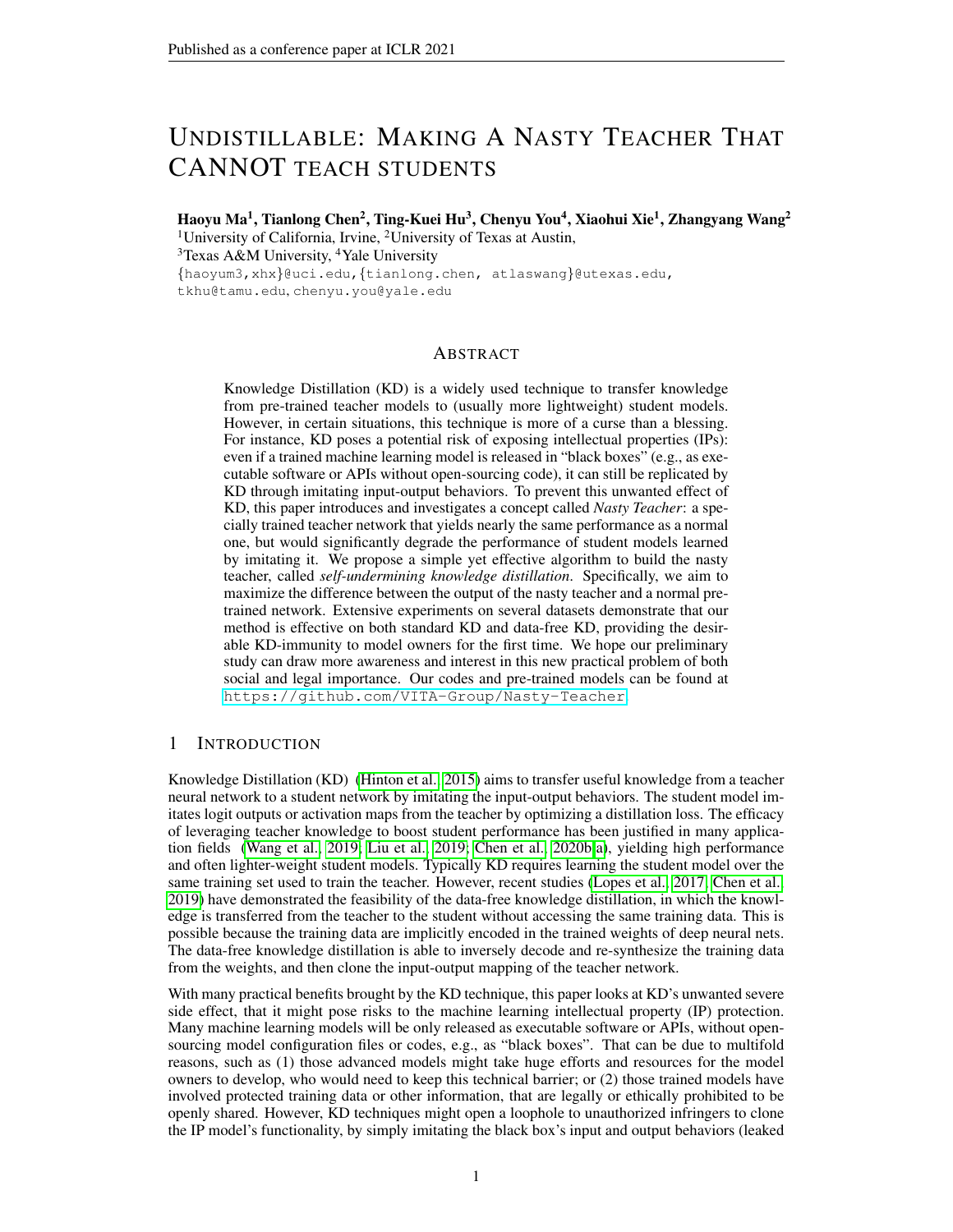# UNDISTILLABLE: MAKING A NASTY TEACHER THAT CANNOT TEACH STUDENTS

**Haoyu Ma**[1], **Tianlong Chen**[2], **Ting-Kuei Hu**[3], **Chenyu You**[4], **Xiaohui Xie**[1], **Zhangyang Wang**[2]

[1]University of California, Irvine, [2]University of Texas at Austin,
[3]Texas A&M University, [4]Yale University
{haoyum3,xhx}@uci.edu, {tianlong.chen, atlaswang}@utexas.edu,
tkhu@tamu.edu, chenyu.you@yale.edu

## ABSTRACT

Knowledge Distillation (KD) is a widely used technique to transfer knowledge from pre-trained teacher models to (usually more lightweight) student models. However, in certain situations, this technique is more of a curse than a blessing. For instance, KD poses a potential risk of exposing intellectual properties (IPs): even if a trained machine learning model is released in "black boxes" (e.g., as executable software or APIs without open-sourcing code), it can still be replicated by KD through imitating input-output behaviors. To prevent this unwanted effect of KD, this paper introduces and investigates a concept called *Nasty Teacher*: a specially trained teacher network that yields nearly the same performance as a normal one, but would significantly degrade the performance of student models learned by imitating it. We propose a simple yet effective algorithm to build the nasty teacher, called *self-undermining knowledge distillation*. Specifically, we aim to maximize the difference between the output of the nasty teacher and a normal pre-trained network. Extensive experiments on several datasets demonstrate that our method is effective on both standard KD and data-free KD, providing the desirable KD-immunity to model owners for the first time. We hope our preliminary study can draw more awareness and interest in this new practical problem of both social and legal importance. Our codes and pre-trained models can be found at https://github.com/VITA-Group/Nasty-Teacher.

## 1 INTRODUCTION

Knowledge Distillation (KD) (Hinton et al., 2015) aims to transfer useful knowledge from a teacher neural network to a student network by imitating the input-output behaviors. The student model imitates logit outputs or activation maps from the teacher by optimizing a distillation loss. The efficacy of leveraging teacher knowledge to boost student performance has been justified in many application fields (Wang et al., 2019; Liu et al., 2019; Chen et al., 2020b;a), yielding high performance and often lighter-weight student models. Typically KD requires learning the student model over the same training set used to train the teacher. However, recent studies (Lopes et al., 2017; Chen et al., 2019) have demonstrated the feasibility of the data-free knowledge distillation, in which the knowledge is transferred from the teacher to the student without accessing the same training data. This is possible because the training data are implicitly encoded in the trained weights of deep neural nets. The data-free knowledge distillation is able to inversely decode and re-synthesize the training data from the weights, and then clone the input-output mapping of the teacher network.

With many practical benefits brought by the KD technique, this paper looks at KD's unwanted severe side effect, that it might pose risks to the machine learning intellectual property (IP) protection. Many machine learning models will be only released as executable software or APIs, without open-sourcing model configuration files or codes, e.g., as "black boxes". That can be due to multifold reasons, such as (1) those advanced models might take huge efforts and resources for the model owners to develop, who would need to keep this technical barrier; or (2) those trained models have involved protected training data or other information, that are legally or ethically prohibited to be openly shared. However, KD techniques might open a loophole to unauthorized infringers to clone the IP model's functionality, by simply imitating the black box's input and output behaviors (leaked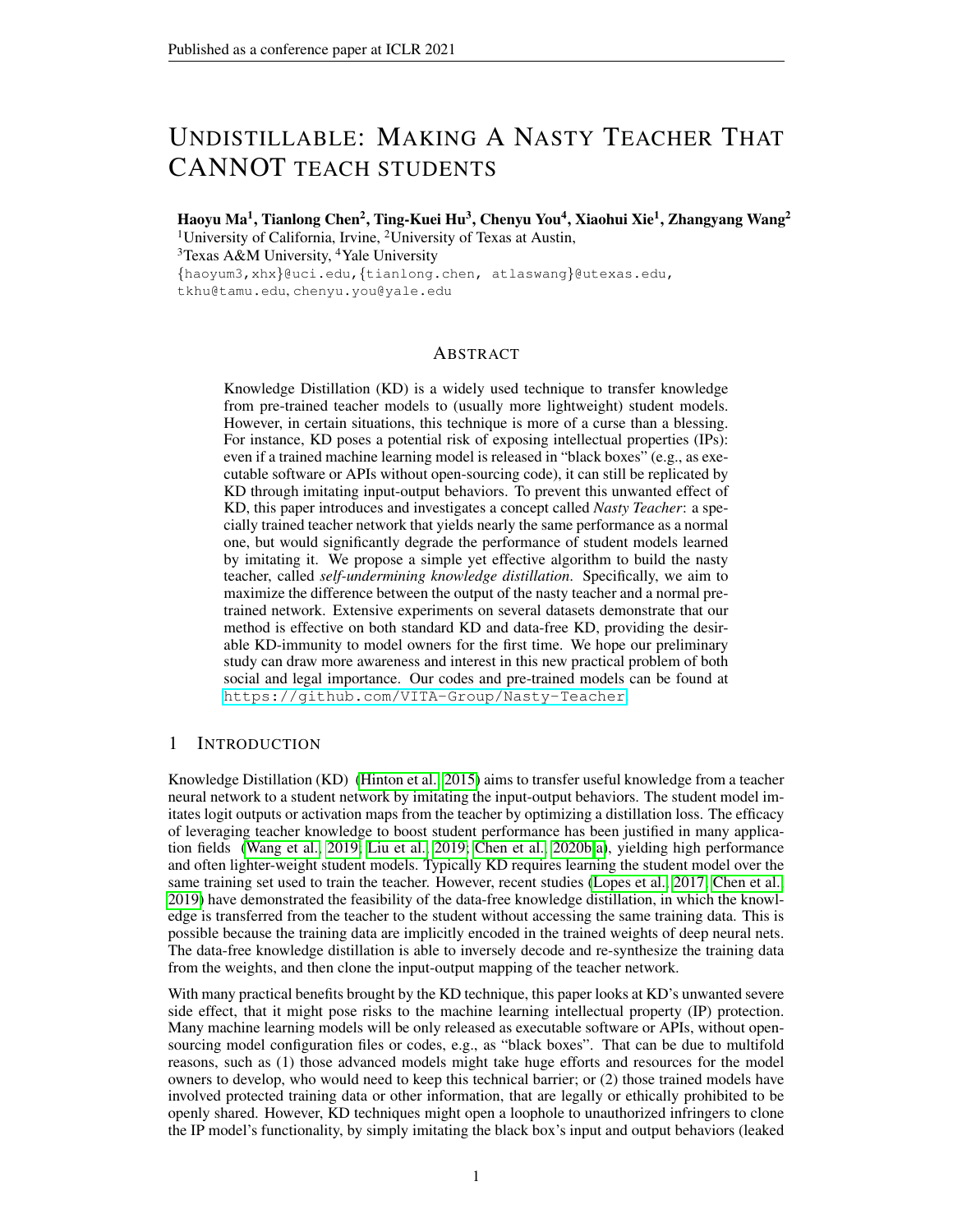# UNDISTILLABLE: MAKING A NASTY TEACHER THAT CANNOT TEACH STUDENTS

**Haoyu Ma[1], Tianlong Chen[2], Ting-Kuei Hu[3], Chenyu You[4], Xiaohui Xie[1], Zhangyang Wang[2]**

[1]University of California, Irvine, [2]University of Texas at Austin,
[3]Texas A&M University, [4]Yale University
{haoyum3,xhx}@uci.edu, {tianlong.chen, atlaswang}@utexas.edu, tkhu@tamu.edu, chenyu.you@yale.edu

## ABSTRACT

Knowledge Distillation (KD) is a widely used technique to transfer knowledge from pre-trained teacher models to (usually more lightweight) student models. However, in certain situations, this technique is more of a curse than a blessing. For instance, KD poses a potential risk of exposing intellectual properties (IPs): even if a trained machine learning model is released in "black boxes" (e.g., as executable software or APIs without open-sourcing code), it can still be replicated by KD through imitating input-output behaviors. To prevent this unwanted effect of KD, this paper introduces and investigates a concept called *Nasty Teacher*: a specially trained teacher network that yields nearly the same performance as a normal one, but would significantly degrade the performance of student models learned by imitating it. We propose a simple yet effective algorithm to build the nasty teacher, called *self-undermining knowledge distillation*. Specifically, we aim to maximize the difference between the output of the nasty teacher and a normal pre-trained network. Extensive experiments on several datasets demonstrate that our method is effective on both standard KD and data-free KD, providing the desirable KD-immunity to model owners for the first time. We hope our preliminary study can draw more awareness and interest in this new practical problem of both social and legal importance. Our codes and pre-trained models can be found at https://github.com/VITA-Group/Nasty-Teacher.

## 1 INTRODUCTION

Knowledge Distillation (KD) (Hinton et al., 2015) aims to transfer useful knowledge from a teacher neural network to a student network by imitating the input-output behaviors. The student model imitates logit outputs or activation maps from the teacher by optimizing a distillation loss. The efficacy of leveraging teacher knowledge to boost student performance has been justified in many application fields (Wang et al., 2019; Liu et al., 2019; Chen et al., 2020b;a), yielding high performance and often lighter-weight student models. Typically KD requires learning the student model over the same training set used to train the teacher. However, recent studies (Lopes et al., 2017; Chen et al., 2019) have demonstrated the feasibility of the data-free knowledge distillation, in which the knowledge is transferred from the teacher to the student without accessing the same training data. This is possible because the training data are implicitly encoded in the trained weights of deep neural nets. The data-free knowledge distillation is able to inversely decode and re-synthesize the training data from the weights, and then clone the input-output mapping of the teacher network.

With many practical benefits brought by the KD technique, this paper looks at KD's unwanted severe side effect, that it might pose risks to the machine learning intellectual property (IP) protection. Many machine learning models will be only released as executable software or APIs, without open-sourcing model configuration files or codes, e.g., as "black boxes". That can be due to multifold reasons, such as (1) those advanced models might take huge efforts and resources for the model owners to develop, who would need to keep this technical barrier; or (2) those trained models have involved protected training data or other information, that are legally or ethically prohibited to be openly shared. However, KD techniques might open a loophole to unauthorized infringers to clone the IP model's functionality, by simply imitating the black box's input and output behaviors (leaked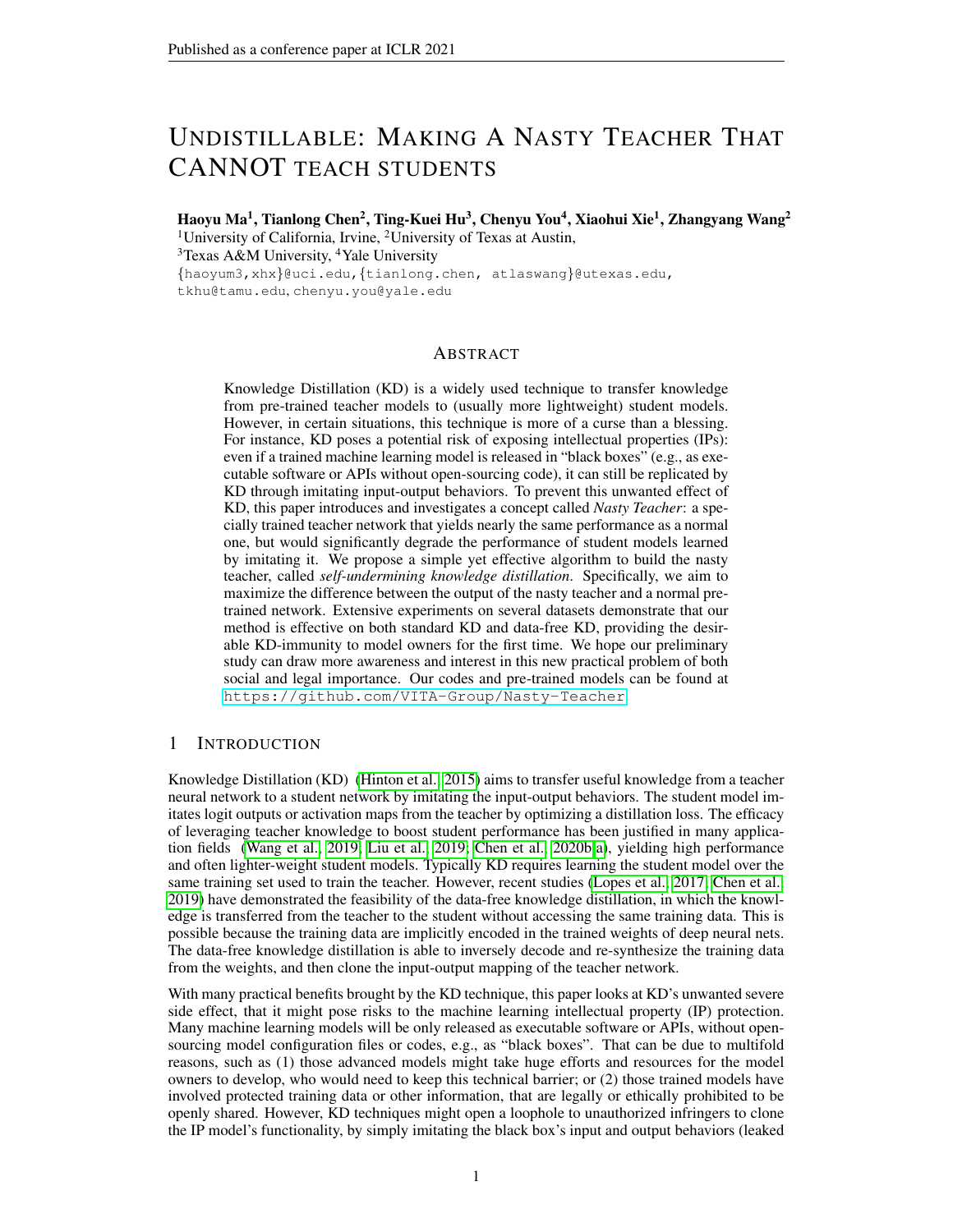# UNDISTILLABLE: MAKING A NASTY TEACHER THAT CANNOT TEACH STUDENTS

**Haoyu Ma[1], Tianlong Chen[2], Ting-Kuei Hu[3], Chenyu You[4], Xiaohui Xie[1], Zhangyang Wang[2]**

[1]University of California, Irvine, [2]University of Texas at Austin,
[3]Texas A&M University, [4]Yale University
{haoyum3,xhx}@uci.edu, {tianlong.chen, atlaswang}@utexas.edu,
tkhu@tamu.edu, chenyu.you@yale.edu

## ABSTRACT

Knowledge Distillation (KD) is a widely used technique to transfer knowledge from pre-trained teacher models to (usually more lightweight) student models. However, in certain situations, this technique is more of a curse than a blessing. For instance, KD poses a potential risk of exposing intellectual properties (IPs): even if a trained machine learning model is released in "black boxes" (e.g., as executable software or APIs without open-sourcing code), it can still be replicated by KD through imitating input-output behaviors. To prevent this unwanted effect of KD, this paper introduces and investigates a concept called *Nasty Teacher*: a specially trained teacher network that yields nearly the same performance as a normal one, but would significantly degrade the performance of student models learned by imitating it. We propose a simple yet effective algorithm to build the nasty teacher, called *self-undermining knowledge distillation*. Specifically, we aim to maximize the difference between the output of the nasty teacher and a normal pre-trained network. Extensive experiments on several datasets demonstrate that our method is effective on both standard KD and data-free KD, providing the desirable KD-immunity to model owners for the first time. We hope our preliminary study can draw more awareness and interest in this new practical problem of both social and legal importance. Our codes and pre-trained models can be found at https://github.com/VITA-Group/Nasty-Teacher.

## 1 INTRODUCTION

Knowledge Distillation (KD) (Hinton et al., 2015) aims to transfer useful knowledge from a teacher neural network to a student network by imitating the input-output behaviors. The student model imitates logit outputs or activation maps from the teacher by optimizing a distillation loss. The efficacy of leveraging teacher knowledge to boost student performance has been justified in many application fields (Wang et al., 2019; Liu et al., 2019; Chen et al., 2020b;a), yielding high performance and often lighter-weight student models. Typically KD requires learning the student model over the same training set used to train the teacher. However, recent studies (Lopes et al., 2017; Chen et al., 2019) have demonstrated the feasibility of the data-free knowledge distillation, in which the knowledge is transferred from the teacher to the student without accessing the same training data. This is possible because the training data are implicitly encoded in the trained weights of deep neural nets. The data-free knowledge distillation is able to inversely decode and re-synthesize the training data from the weights, and then clone the input-output mapping of the teacher network.

With many practical benefits brought by the KD technique, this paper looks at KD's unwanted severe side effect, that it might pose risks to the machine learning intellectual property (IP) protection. Many machine learning models will be only released as executable software or APIs, without open-sourcing model configuration files or codes, e.g., as "black boxes". That can be due to multifold reasons, such as (1) those advanced models might take huge efforts and resources for the model owners to develop, who would need to keep this technical barrier; or (2) those trained models have involved protected training data or other information, that are legally or ethically prohibited to be openly shared. However, KD techniques might open a loophole to unauthorized infringers to clone the IP model's functionality, by simply imitating the black box's input and output behaviors (leaked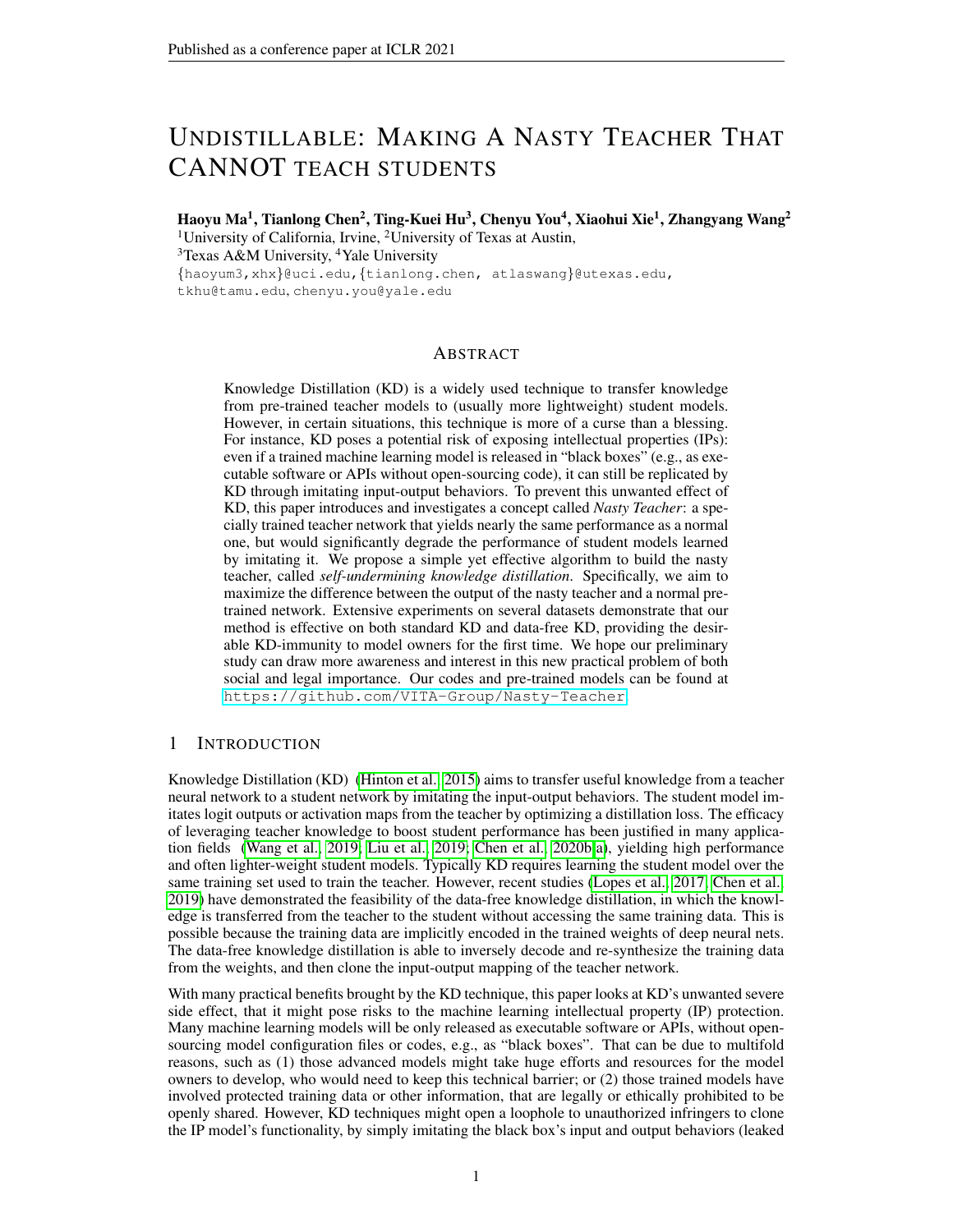# UNDISTILLABLE: MAKING A NASTY TEACHER THAT CANNOT TEACH STUDENTS

**Haoyu Ma[1], Tianlong Chen[2], Ting-Kuei Hu[3], Chenyu You[4], Xiaohui Xie[1], Zhangyang Wang[2]**
[1]University of California, Irvine, [2]University of Texas at Austin,
[3]Texas A&M University, [4]Yale University
{haoyum3,xhx}@uci.edu, {tianlong.chen, atlaswang}@utexas.edu, tkhu@tamu.edu, chenyu.you@yale.edu

## ABSTRACT

Knowledge Distillation (KD) is a widely used technique to transfer knowledge from pre-trained teacher models to (usually more lightweight) student models. However, in certain situations, this technique is more of a curse than a blessing. For instance, KD poses a potential risk of exposing intellectual properties (IPs): even if a trained machine learning model is released in "black boxes" (e.g., as executable software or APIs without open-sourcing code), it can still be replicated by KD through imitating input-output behaviors. To prevent this unwanted effect of KD, this paper introduces and investigates a concept called *Nasty Teacher*: a specially trained teacher network that yields nearly the same performance as a normal one, but would significantly degrade the performance of student models learned by imitating it. We propose a simple yet effective algorithm to build the nasty teacher, called *self-undermining knowledge distillation*. Specifically, we aim to maximize the difference between the output of the nasty teacher and a normal pre-trained network. Extensive experiments on several datasets demonstrate that our method is effective on both standard KD and data-free KD, providing the desirable KD-immunity to model owners for the first time. We hope our preliminary study can draw more awareness and interest in this new practical problem of both social and legal importance. Our codes and pre-trained models can be found at https://github.com/VITA-Group/Nasty-Teacher.

## 1 INTRODUCTION

Knowledge Distillation (KD) (Hinton et al., 2015) aims to transfer useful knowledge from a teacher neural network to a student network by imitating the input-output behaviors. The student model imitates logit outputs or activation maps from the teacher by optimizing a distillation loss. The efficacy of leveraging teacher knowledge to boost student performance has been justified in many application fields (Wang et al., 2019; Liu et al., 2019; Chen et al., 2020b;a), yielding high performance and often lighter-weight student models. Typically KD requires learning the student model over the same training set used to train the teacher. However, recent studies (Lopes et al., 2017; Chen et al., 2019) have demonstrated the feasibility of the data-free knowledge distillation, in which the knowledge is transferred from the teacher to the student without accessing the same training data. This is possible because the training data are implicitly encoded in the trained weights of deep neural nets. The data-free knowledge distillation is able to inversely decode and re-synthesize the training data from the weights, and then clone the input-output mapping of the teacher network.

With many practical benefits brought by the KD technique, this paper looks at KD's unwanted severe side effect, that it might pose risks to the machine learning intellectual property (IP) protection. Many machine learning models will be only released as executable software or APIs, without open-sourcing model configuration files or codes, e.g., as "black boxes". That can be due to multifold reasons, such as (1) those advanced models might take huge efforts and resources for the model owners to develop, who would need to keep this technical barrier; or (2) those trained models have involved protected training data or other information, that are legally or ethically prohibited to be openly shared. However, KD techniques might open a loophole to unauthorized infringers to clone the IP model's functionality, by simply imitating the black box's input and output behaviors (leaked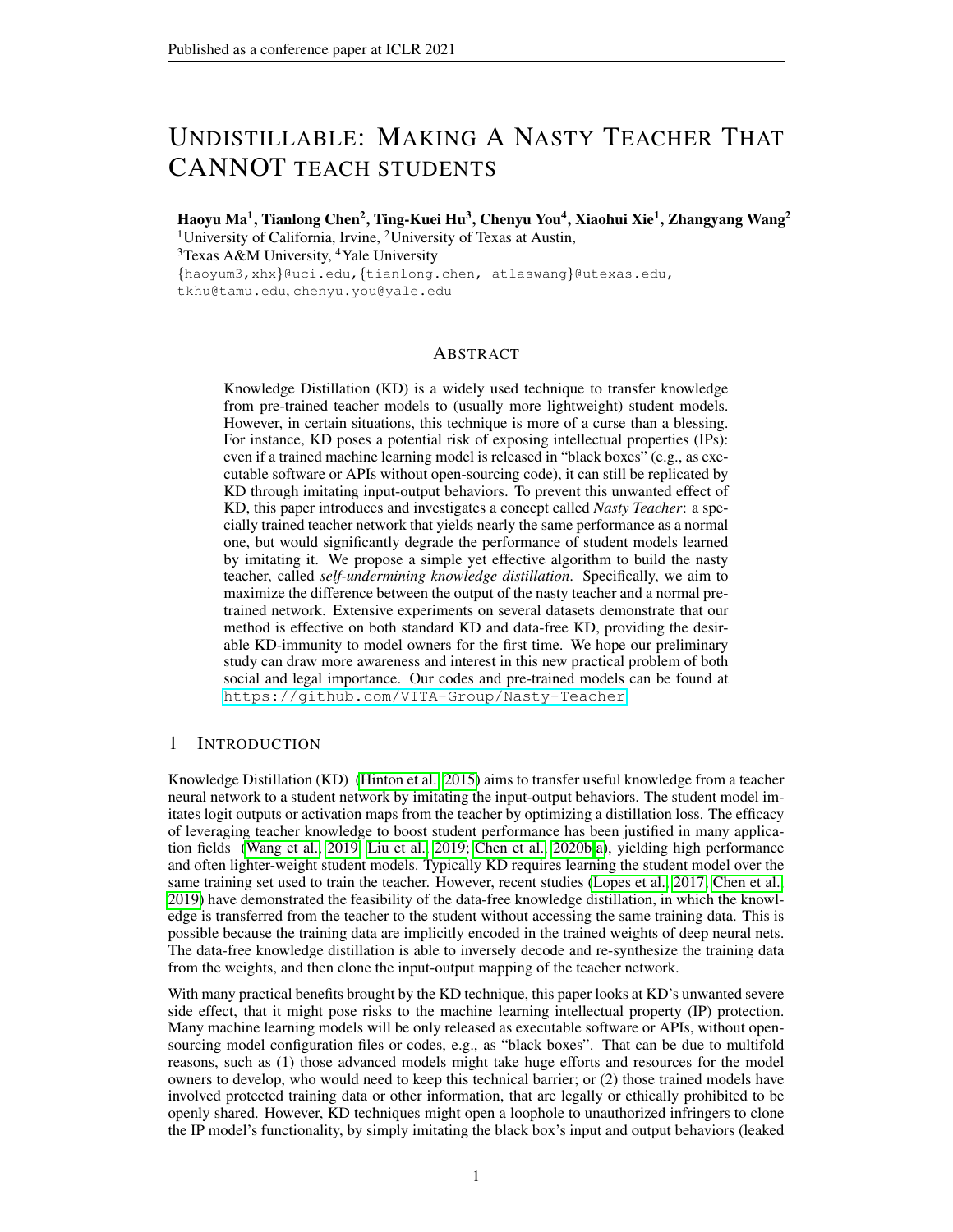# UNDISTILLABLE: MAKING A NASTY TEACHER THAT CANNOT TEACH STUDENTS

**Haoyu Ma[1], Tianlong Chen[2], Ting-Kuei Hu[3], Chenyu You[4], Xiaohui Xie[1], Zhangyang Wang[2]**
[1]University of California, Irvine, [2]University of Texas at Austin,
[3]Texas A&M University, [4]Yale University
{haoyum3,xhx}@uci.edu,{tianlong.chen, atlaswang}@utexas.edu,
tkhu@tamu.edu, chenyu.you@yale.edu

## ABSTRACT

Knowledge Distillation (KD) is a widely used technique to transfer knowledge from pre-trained teacher models to (usually more lightweight) student models. However, in certain situations, this technique is more of a curse than a blessing. For instance, KD poses a potential risk of exposing intellectual properties (IPs): even if a trained machine learning model is released in "black boxes" (e.g., as executable software or APIs without open-sourcing code), it can still be replicated by KD through imitating input-output behaviors. To prevent this unwanted effect of KD, this paper introduces and investigates a concept called *Nasty Teacher*: a specially trained teacher network that yields nearly the same performance as a normal one, but would significantly degrade the performance of student models learned by imitating it. We propose a simple yet effective algorithm to build the nasty teacher, called *self-undermining knowledge distillation*. Specifically, we aim to maximize the difference between the output of the nasty teacher and a normal pre-trained network. Extensive experiments on several datasets demonstrate that our method is effective on both standard KD and data-free KD, providing the desirable KD-immunity to model owners for the first time. We hope our preliminary study can draw more awareness and interest in this new practical problem of both social and legal importance. Our codes and pre-trained models can be found at https://github.com/VITA-Group/Nasty-Teacher.

## 1 INTRODUCTION

Knowledge Distillation (KD) (Hinton et al., 2015) aims to transfer useful knowledge from a teacher neural network to a student network by imitating the input-output behaviors. The student model imitates logit outputs or activation maps from the teacher by optimizing a distillation loss. The efficacy of leveraging teacher knowledge to boost student performance has been justified in many application fields (Wang et al., 2019; Liu et al., 2019; Chen et al., 2020b;a), yielding high performance and often lighter-weight student models. Typically KD requires learning the student model over the same training set used to train the teacher. However, recent studies (Lopes et al., 2017; Chen et al., 2019) have demonstrated the feasibility of the data-free knowledge distillation, in which the knowledge is transferred from the teacher to the student without accessing the same training data. This is possible because the training data are implicitly encoded in the trained weights of deep neural nets. The data-free knowledge distillation is able to inversely decode and re-synthesize the training data from the weights, and then clone the input-output mapping of the teacher network.

With many practical benefits brought by the KD technique, this paper looks at KD's unwanted severe side effect, that it might pose risks to the machine learning intellectual property (IP) protection. Many machine learning models will be only released as executable software or APIs, without open-sourcing model configuration files or codes, e.g., as "black boxes". That can be due to multifold reasons, such as (1) those advanced models might take huge efforts and resources for the model owners to develop, who would need to keep this technical barrier; or (2) those trained models have involved protected training data or other information, that are legally or ethically prohibited to be openly shared. However, KD techniques might open a loophole to unauthorized infringers to clone the IP model's functionality, by simply imitating the black box's input and output behaviors (leaked